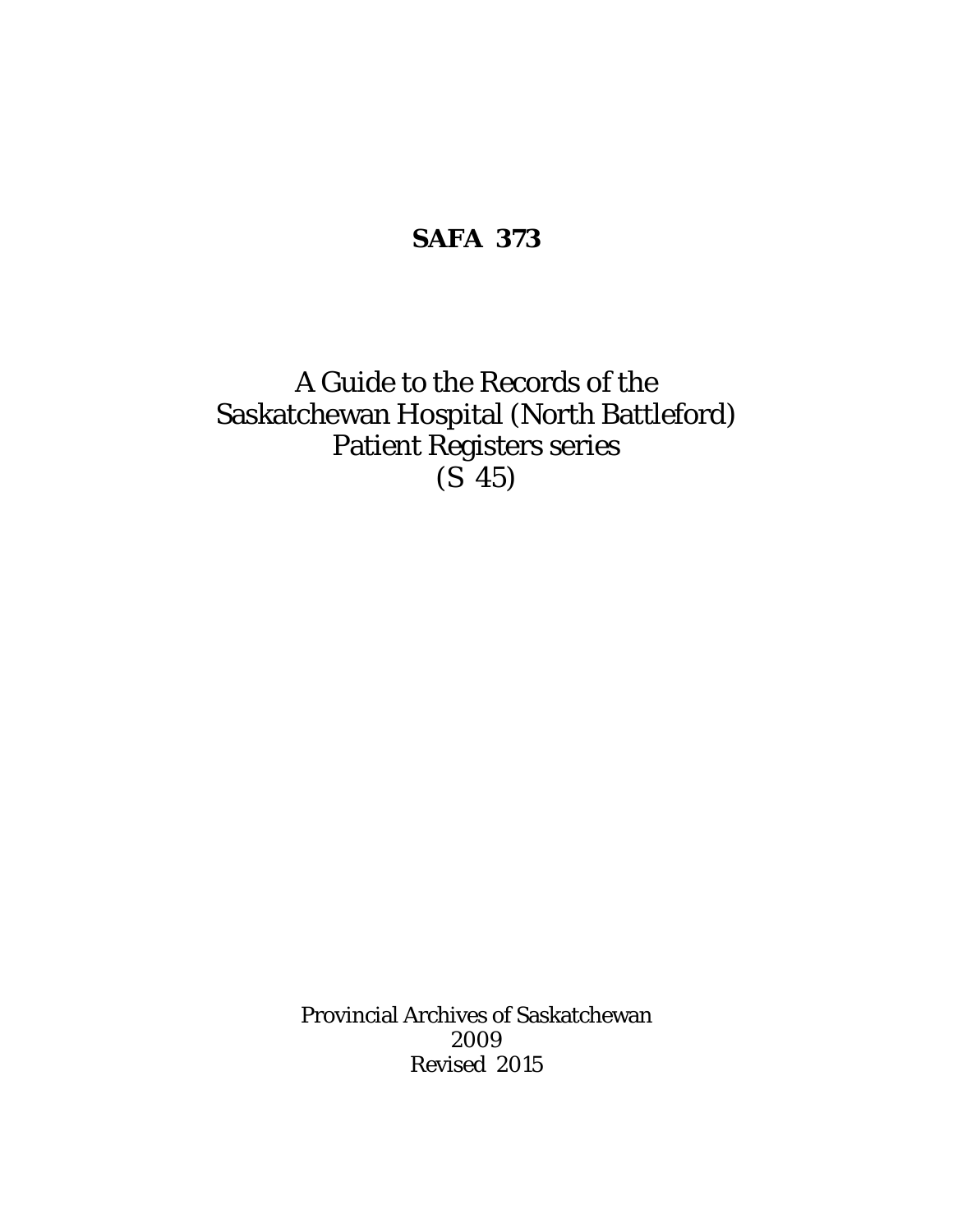# SAFA 373

A Guide to the Records of the
Saskatchewan Hospital (North Battleford)
Patient Registers series
(S 45)

Provincial Archives of Saskatchewan
2009
Revised 2015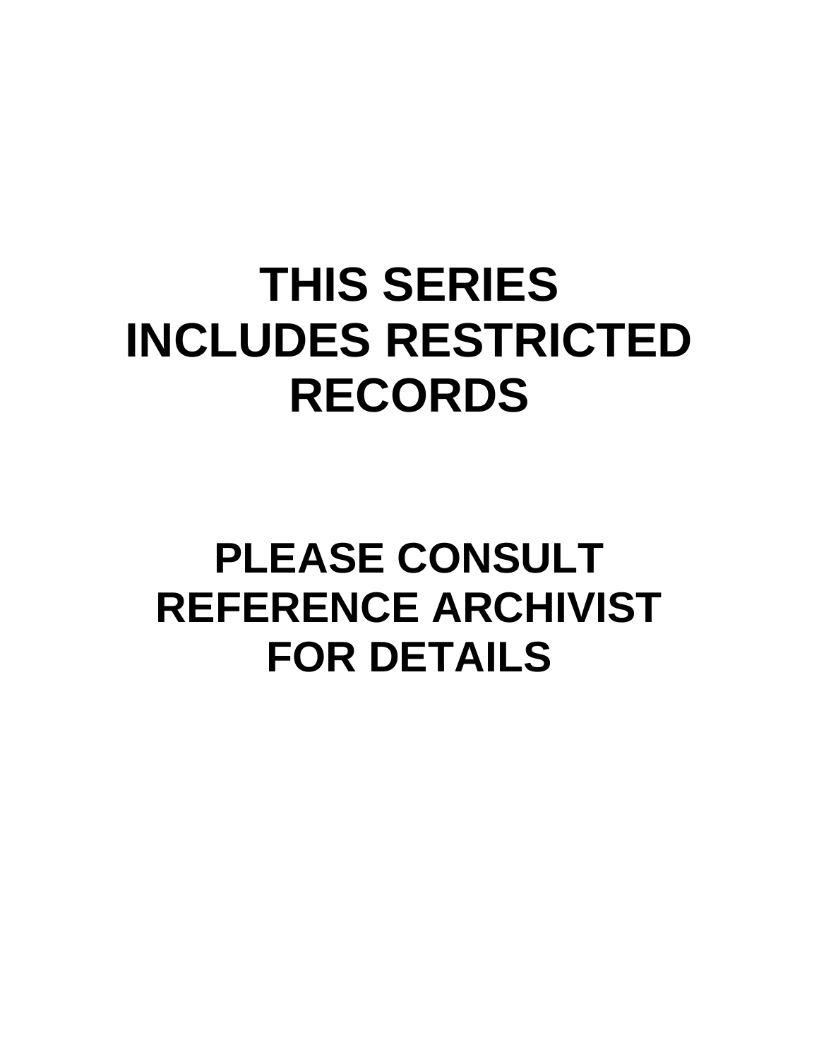# THIS SERIES INCLUDES RESTRICTED RECORDS

## PLEASE CONSULT REFERENCE ARCHIVIST FOR DETAILS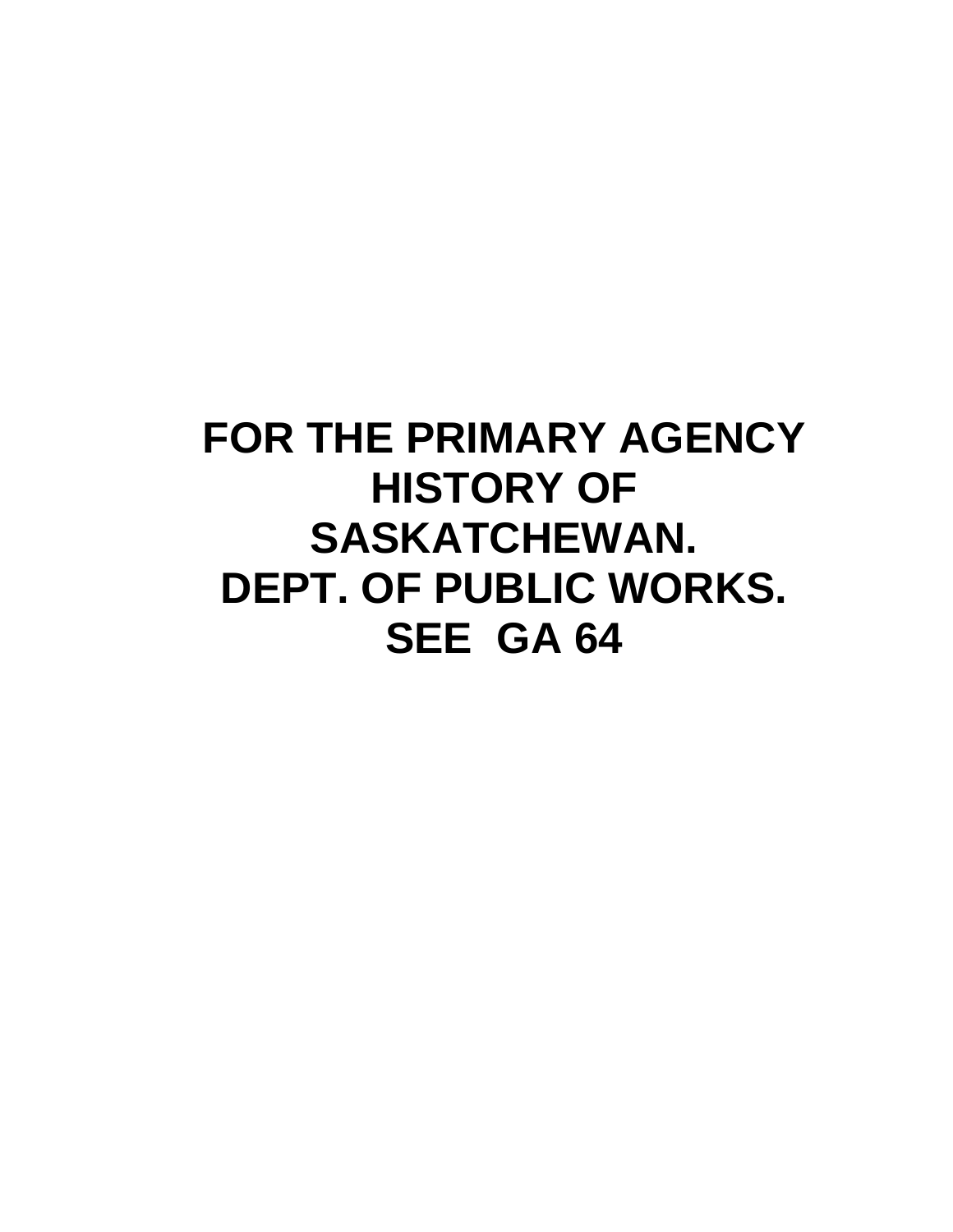**FOR THE PRIMARY AGENCY HISTORY OF SASKATCHEWAN. DEPT. OF PUBLIC WORKS. SEE GA 64**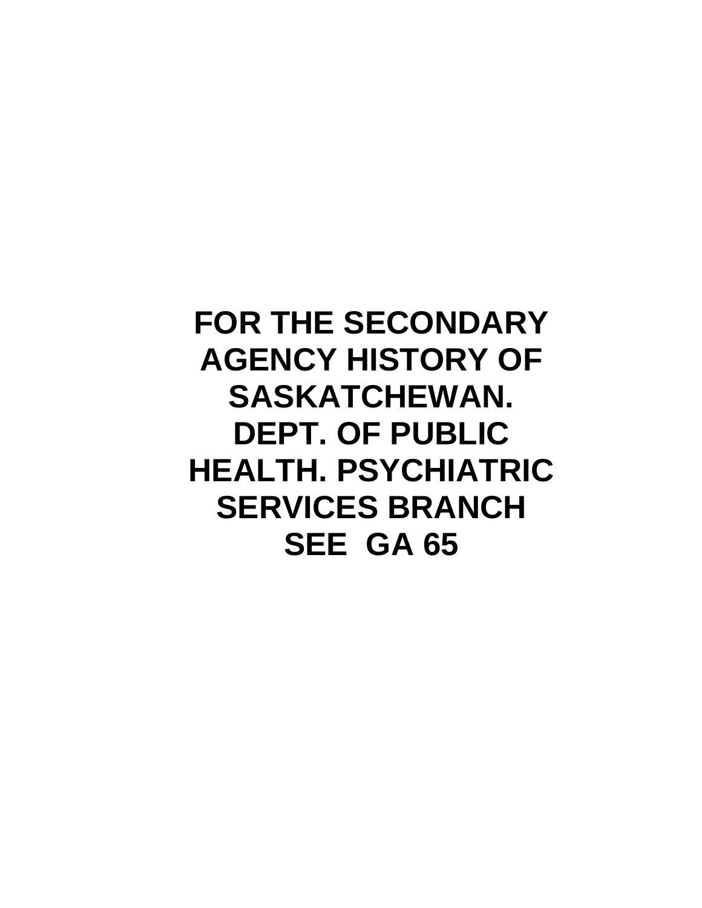**FOR THE SECONDARY AGENCY HISTORY OF SASKATCHEWAN. DEPT. OF PUBLIC HEALTH. PSYCHIATRIC SERVICES BRANCH**

**SEE GA 65**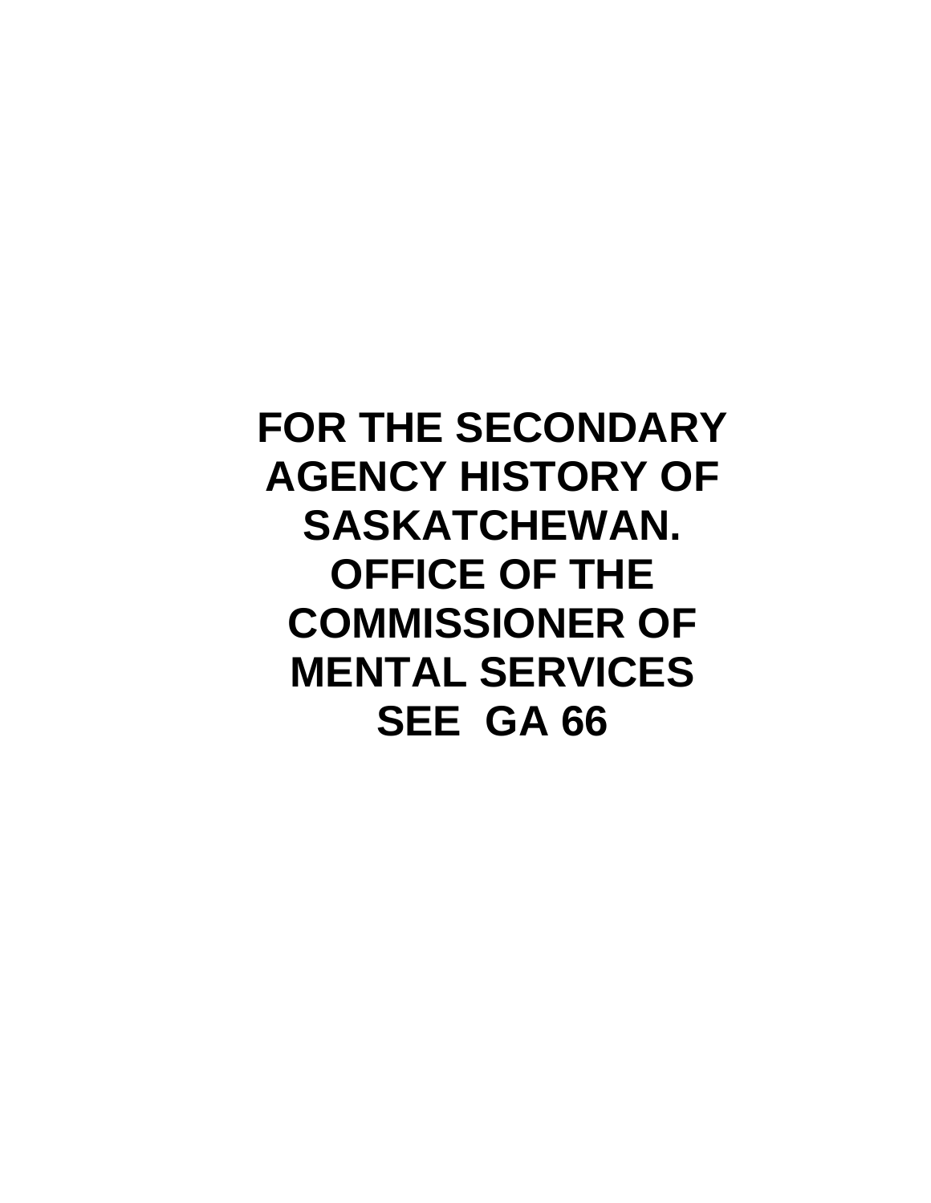**FOR THE SECONDARY AGENCY HISTORY OF SASKATCHEWAN. OFFICE OF THE COMMISSIONER OF MENTAL SERVICES SEE GA 66**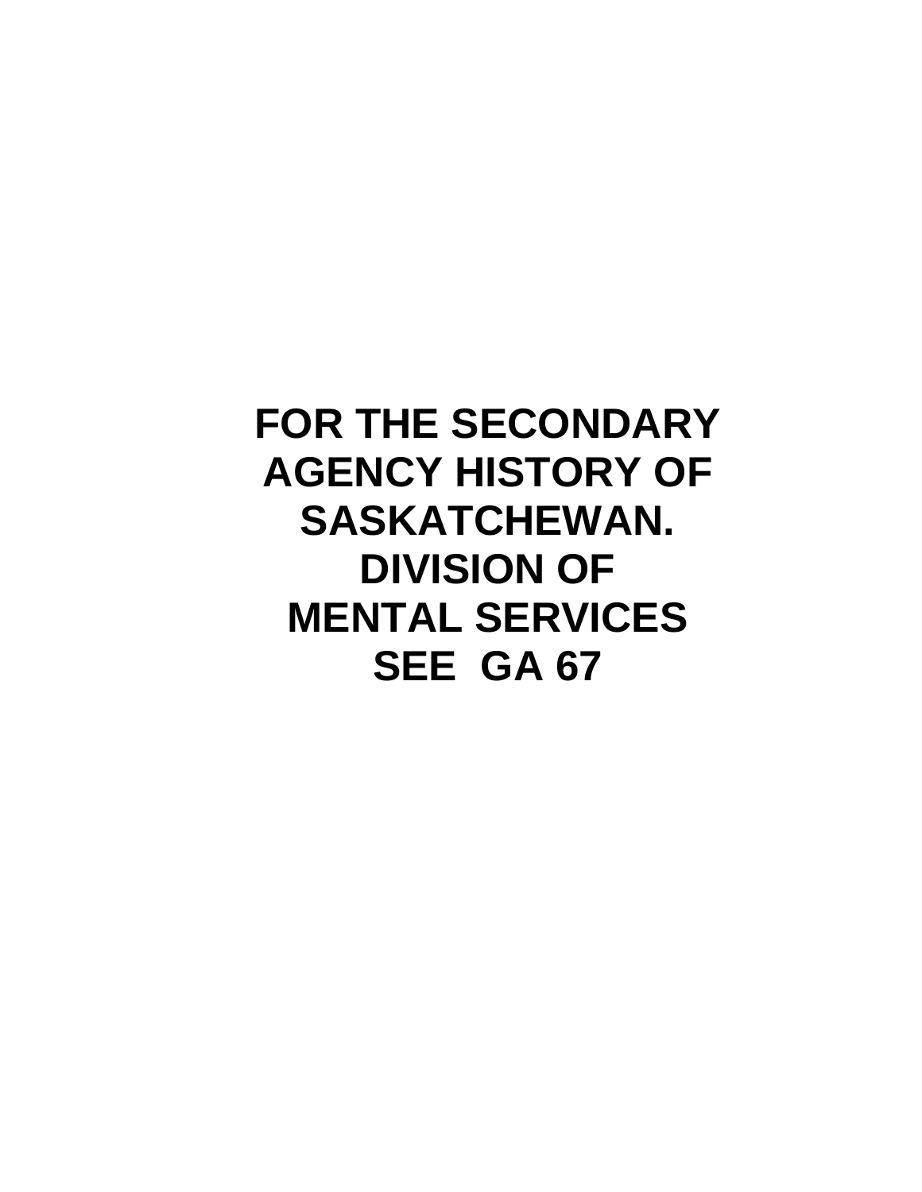**FOR THE SECONDARY AGENCY HISTORY OF SASKATCHEWAN. DIVISION OF MENTAL SERVICES SEE GA 67**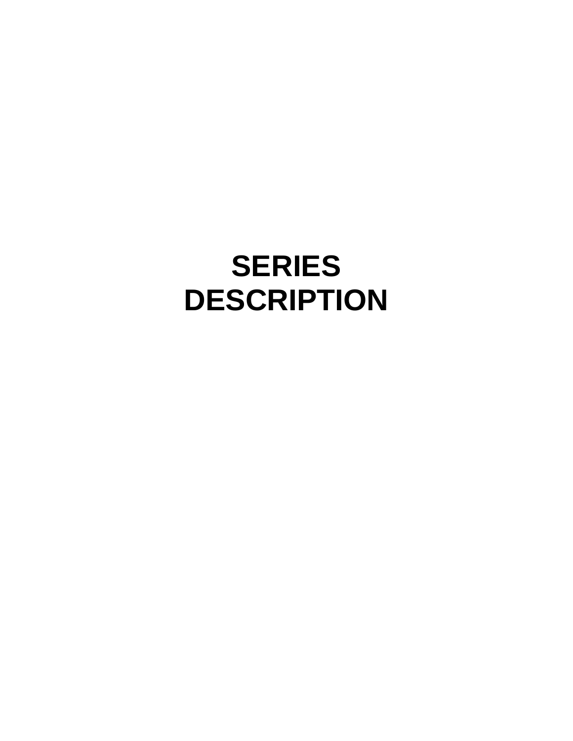# SERIES DESCRIPTION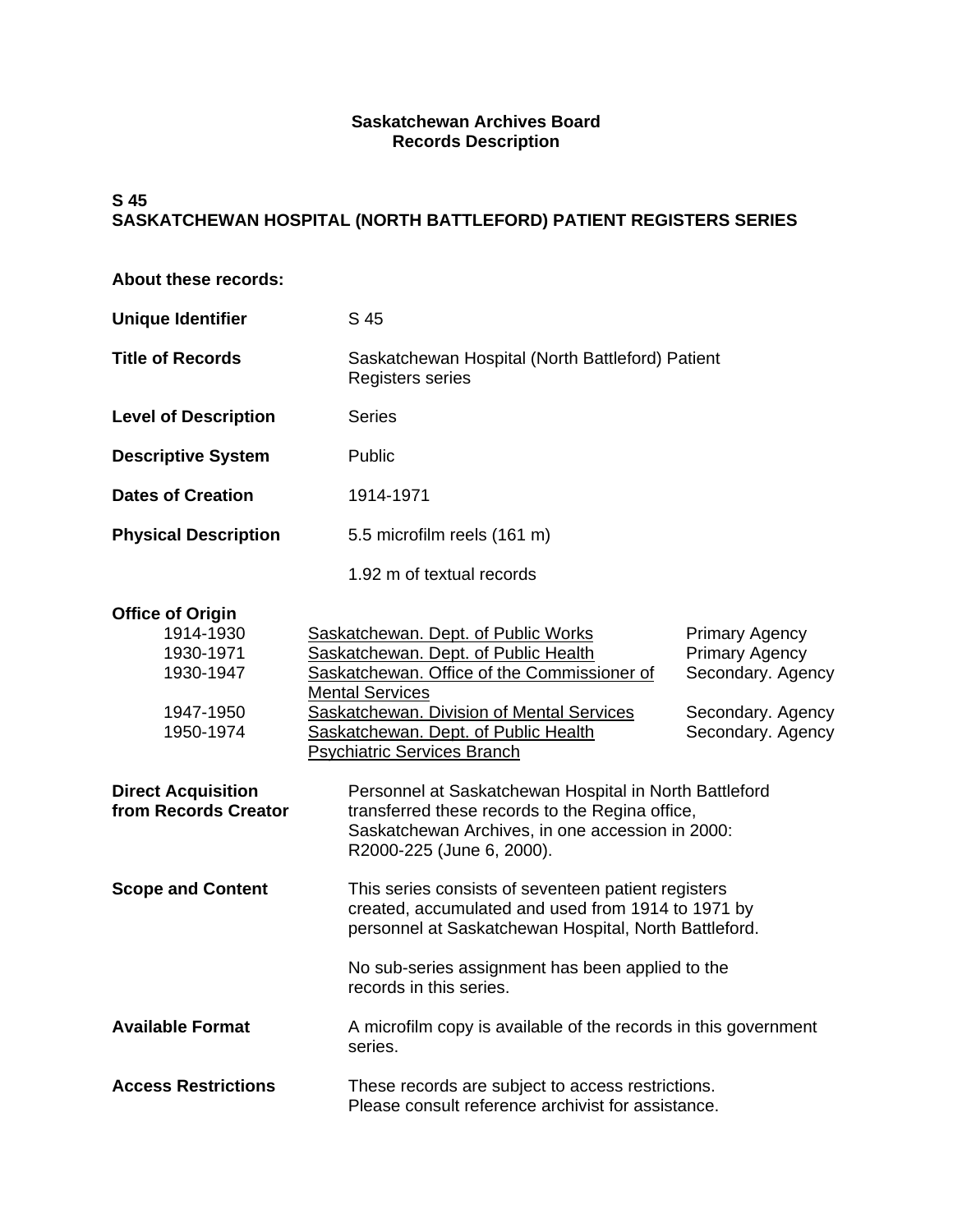**Saskatchewan Archives Board**
**Records Description**

## S 45
## SASKATCHEWAN HOSPITAL (NORTH BATTLEFORD) PATIENT REGISTERS SERIES

**About these records:**

**Unique Identifier** S 45

**Title of Records** Saskatchewan Hospital (North Battleford) Patient Registers series

**Level of Description** Series

**Descriptive System** Public

**Dates of Creation** 1914-1971

**Physical Description** 5.5 microfilm reels (161 m)

1.92 m of textual records

**Office of Origin**

| | | |
|---|---|---|
| 1914-1930 | Saskatchewan. Dept. of Public Works | Primary Agency |
| 1930-1971 | Saskatchewan. Dept. of Public Health | Primary Agency |
| 1930-1947 | Saskatchewan. Office of the Commissioner of Mental Services | Secondary. Agency |
| 1947-1950 | Saskatchewan. Division of Mental Services | Secondary. Agency |
| 1950-1974 | Saskatchewan. Dept. of Public Health Psychiatric Services Branch | Secondary. Agency |

**Direct Acquisition from Records Creator** Personnel at Saskatchewan Hospital in North Battleford transferred these records to the Regina office, Saskatchewan Archives, in one accession in 2000: R2000-225 (June 6, 2000).

**Scope and Content** This series consists of seventeen patient registers created, accumulated and used from 1914 to 1971 by personnel at Saskatchewan Hospital, North Battleford.

No sub-series assignment has been applied to the records in this series.

**Available Format** A microfilm copy is available of the records in this government series.

**Access Restrictions** These records are subject to access restrictions. Please consult reference archivist for assistance.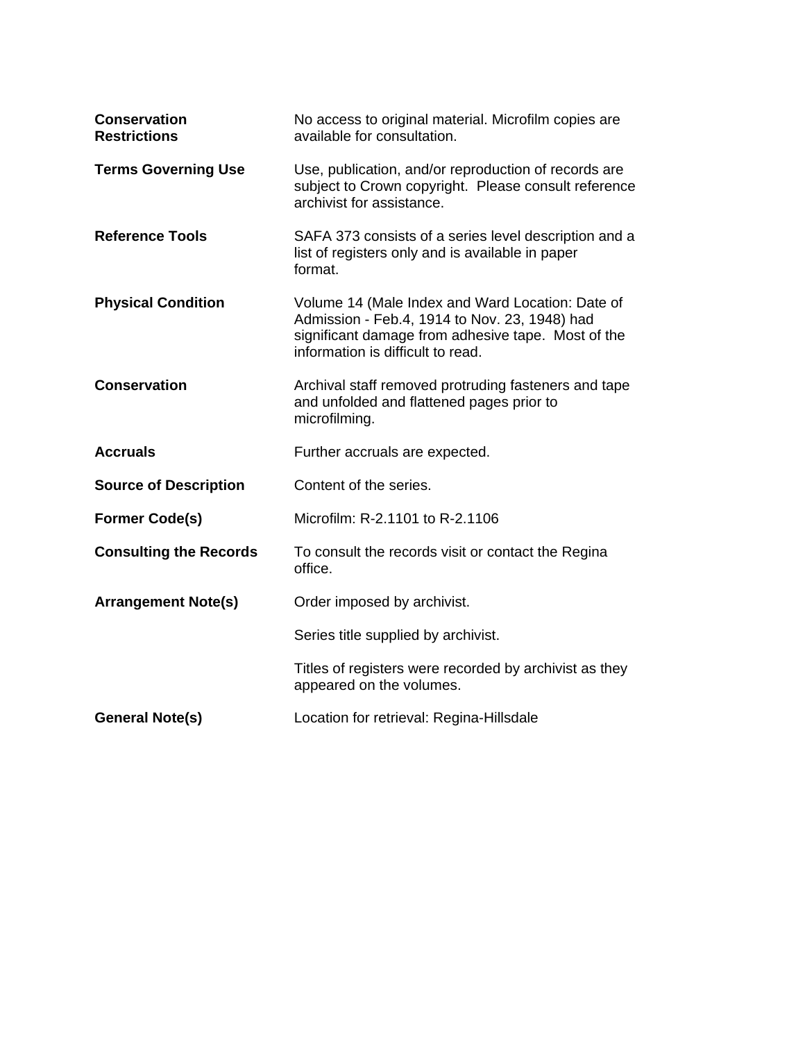| | |
|---|---|
| **Conservation Restrictions** | No access to original material. Microfilm copies are available for consultation. |
| **Terms Governing Use** | Use, publication, and/or reproduction of records are subject to Crown copyright. Please consult reference archivist for assistance. |
| **Reference Tools** | SAFA 373 consists of a series level description and a list of registers only and is available in paper format. |
| **Physical Condition** | Volume 14 (Male Index and Ward Location: Date of Admission - Feb.4, 1914 to Nov. 23, 1948) had significant damage from adhesive tape. Most of the information is difficult to read. |
| **Conservation** | Archival staff removed protruding fasteners and tape and unfolded and flattened pages prior to microfilming. |
| **Accruals** | Further accruals are expected. |
| **Source of Description** | Content of the series. |
| **Former Code(s)** | Microfilm: R-2.1101 to R-2.1106 |
| **Consulting the Records** | To consult the records visit or contact the Regina office. |
| **Arrangement Note(s)** | Order imposed by archivist. |
| | Series title supplied by archivist. |
| | Titles of registers were recorded by archivist as they appeared on the volumes. |
| **General Note(s)** | Location for retrieval: Regina-Hillsdale |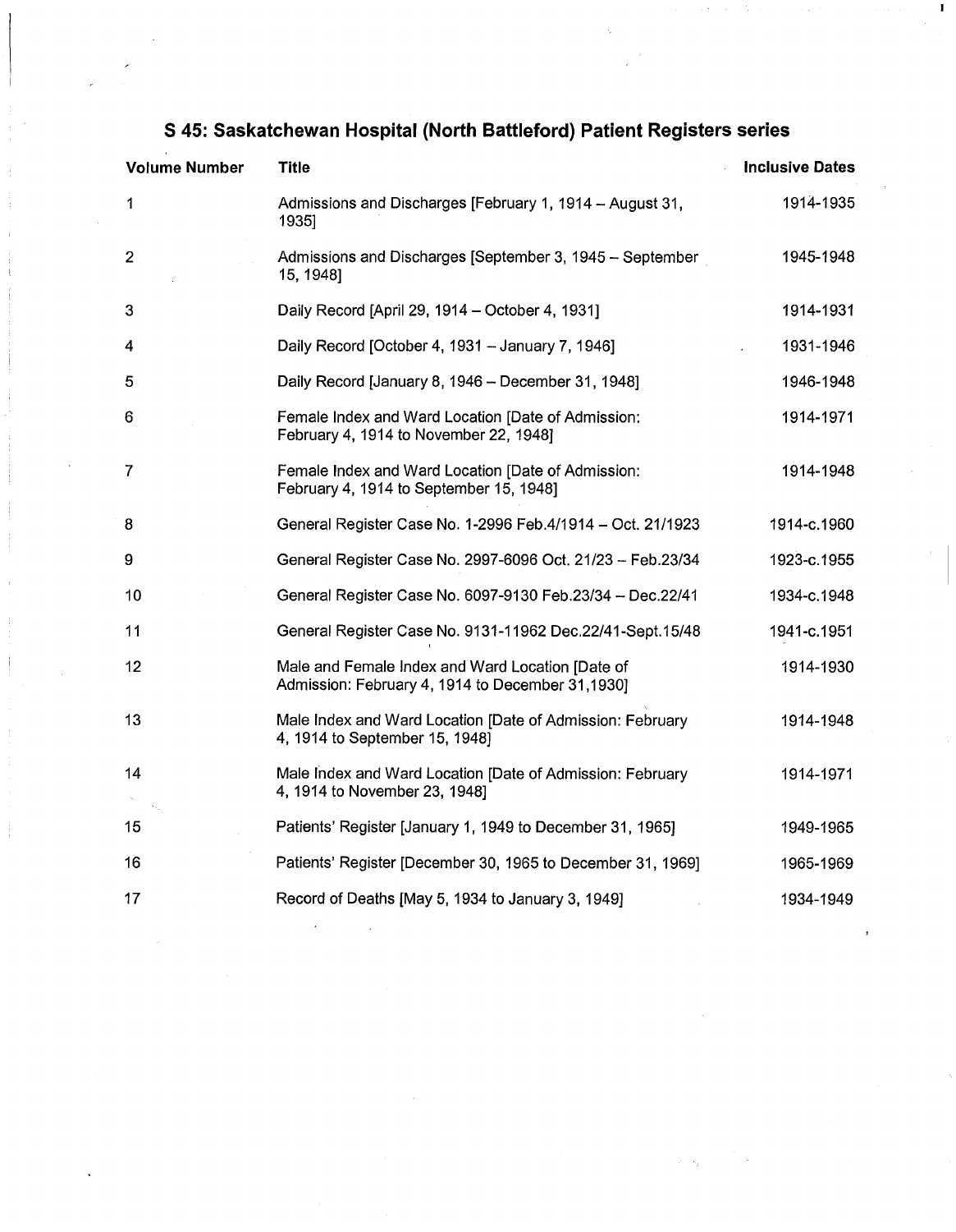## S 45: Saskatchewan Hospital (North Battleford) Patient Registers series

| Volume Number | Title | Inclusive Dates |
|---|---|---|
| 1 | Admissions and Discharges [February 1, 1914 – August 31, 1935] | 1914-1935 |
| 2 | Admissions and Discharges [September 3, 1945 – September 15, 1948] | 1945-1948 |
| 3 | Daily Record [April 29, 1914 – October 4, 1931] | 1914-1931 |
| 4 | Daily Record [October 4, 1931 – January 7, 1946] | 1931-1946 |
| 5 | Daily Record [January 8, 1946 – December 31, 1948] | 1946-1948 |
| 6 | Female Index and Ward Location [Date of Admission: February 4, 1914 to November 22, 1948] | 1914-1971 |
| 7 | Female Index and Ward Location [Date of Admission: February 4, 1914 to September 15, 1948] | 1914-1948 |
| 8 | General Register Case No. 1-2996 Feb.4/1914 – Oct. 21/1923 | 1914-c.1960 |
| 9 | General Register Case No. 2997-6096 Oct. 21/23 – Feb.23/34 | 1923-c.1955 |
| 10 | General Register Case No. 6097-9130 Feb.23/34 – Dec.22/41 | 1934-c.1948 |
| 11 | General Register Case No. 9131-11962 Dec.22/41-Sept.15/48 | 1941-c.1951 |
| 12 | Male and Female Index and Ward Location [Date of Admission: February 4, 1914 to December 31,1930] | 1914-1930 |
| 13 | Male Index and Ward Location [Date of Admission: February 4, 1914 to September 15, 1948] | 1914-1948 |
| 14 | Male Index and Ward Location [Date of Admission: February 4, 1914 to November 23, 1948] | 1914-1971 |
| 15 | Patients' Register [January 1, 1949 to December 31, 1965] | 1949-1965 |
| 16 | Patients' Register [December 30, 1965 to December 31, 1969] | 1965-1969 |
| 17 | Record of Deaths [May 5, 1934 to January 3, 1949] | 1934-1949 |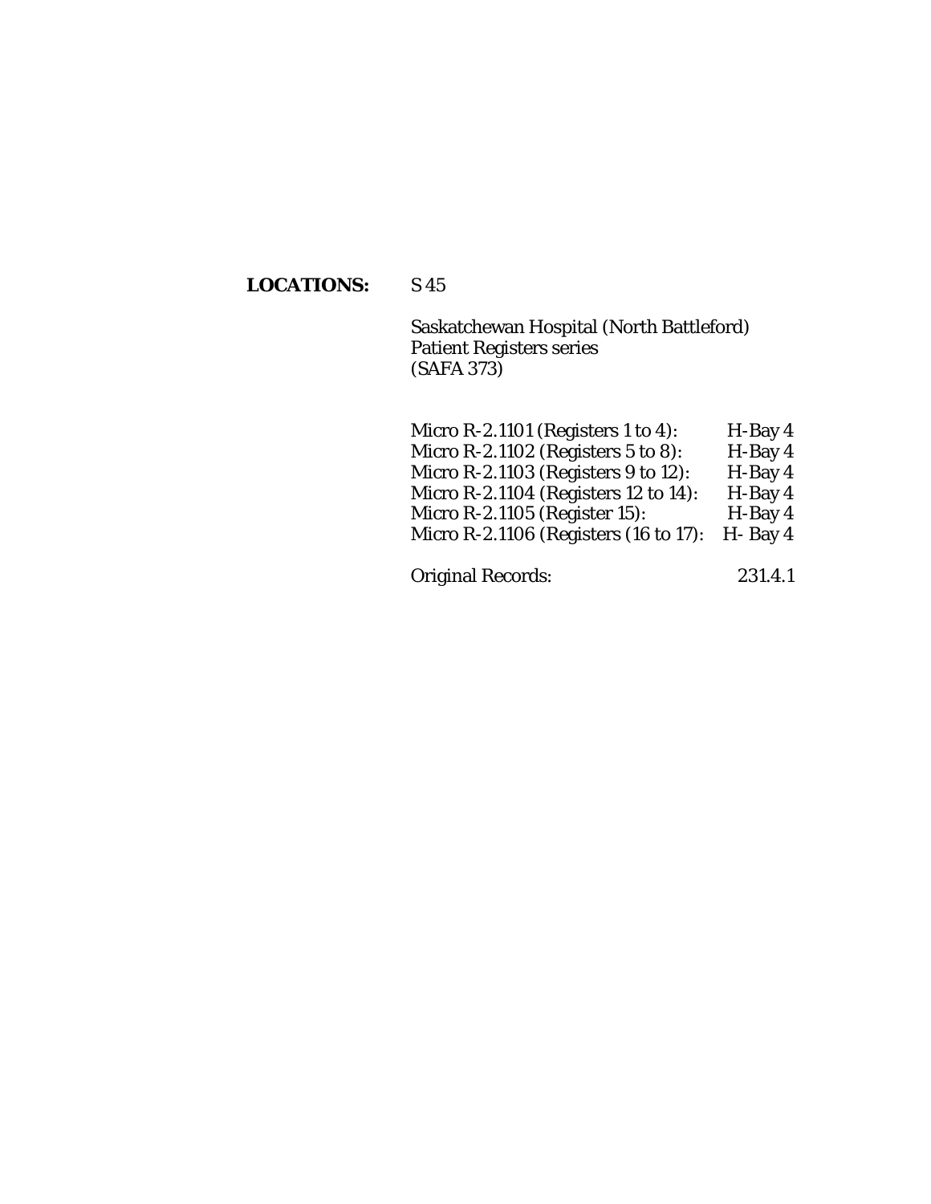**LOCATIONS:** S 45

Saskatchewan Hospital (North Battleford)
Patient Registers series
(SAFA 373)

| | |
|---|---|
| Micro R-2.1101 (Registers 1 to 4): | H-Bay 4 |
| Micro R-2.1102 (Registers 5 to 8): | H-Bay 4 |
| Micro R-2.1103 (Registers 9 to 12): | H-Bay 4 |
| Micro R-2.1104 (Registers 12 to 14): | H-Bay 4 |
| Micro R-2.1105 (Register 15): | H-Bay 4 |
| Micro R-2.1106 (Registers (16 to 17): | H- Bay 4 |
| Original Records: | 231.4.1 |